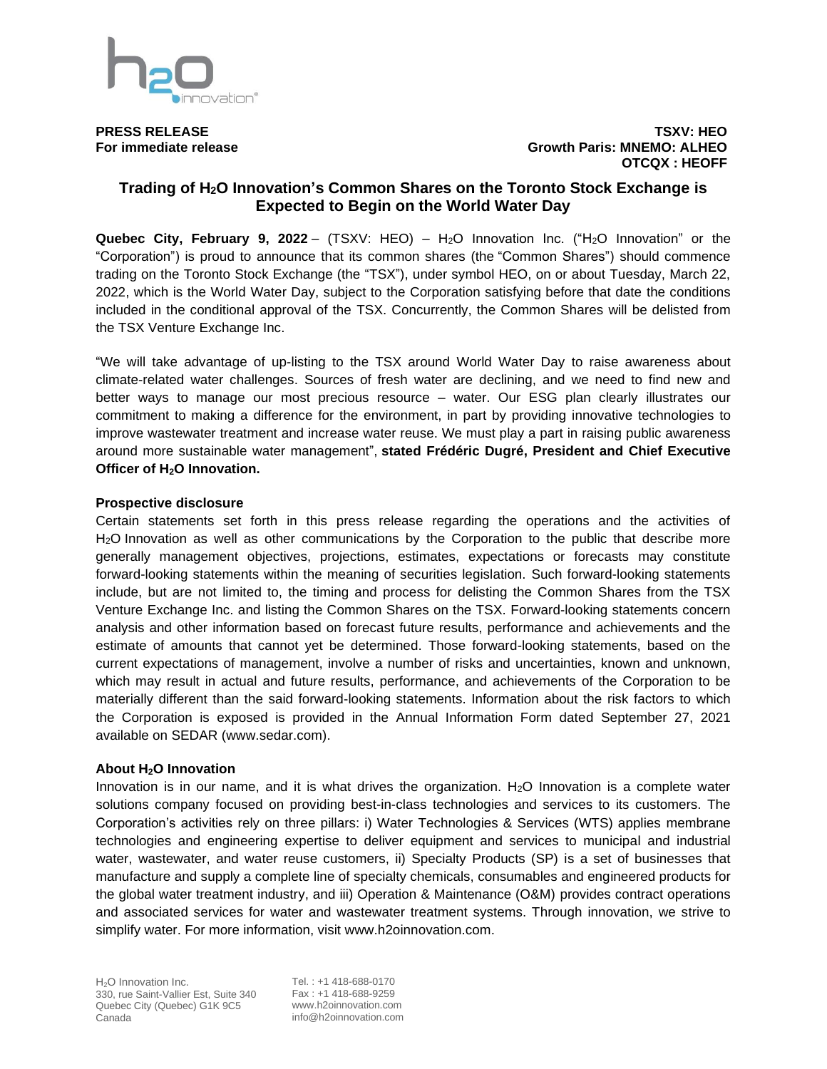**PRESS RELEASE**
**For immediate release**

**TSXV: HEO**
**Growth Paris: MNEMO: ALHEO**
**OTCQX : HEOFF**

# Trading of $H_2O$ Innovation's Common Shares on the Toronto Stock Exchange is Expected to Begin on the World Water Day

**Quebec City, February 9, 2022** – (TSXV: HEO) – $H_2O$ Innovation Inc. ("$H_2O$ Innovation" or the "Corporation") is proud to announce that its common shares (the "Common Shares") should commence trading on the Toronto Stock Exchange (the "TSX"), under symbol HEO, on or about Tuesday, March 22, 2022, which is the World Water Day, subject to the Corporation satisfying before that date the conditions included in the conditional approval of the TSX. Concurrently, the Common Shares will be delisted from the TSX Venture Exchange Inc.

"We will take advantage of up-listing to the TSX around World Water Day to raise awareness about climate-related water challenges. Sources of fresh water are declining, and we need to find new and better ways to manage our most precious resource – water. Our ESG plan clearly illustrates our commitment to making a difference for the environment, in part by providing innovative technologies to improve wastewater treatment and increase water reuse. We must play a part in raising public awareness around more sustainable water management", **stated Frédéric Dugré, President and Chief Executive Officer of $H_2O$ Innovation.**

**Prospective disclosure**

Certain statements set forth in this press release regarding the operations and the activities of $H_2O$ Innovation as well as other communications by the Corporation to the public that describe more generally management objectives, projections, estimates, expectations or forecasts may constitute forward-looking statements within the meaning of securities legislation. Such forward-looking statements include, but are not limited to, the timing and process for delisting the Common Shares from the TSX Venture Exchange Inc. and listing the Common Shares on the TSX. Forward-looking statements concern analysis and other information based on forecast future results, performance and achievements and the estimate of amounts that cannot yet be determined. Those forward-looking statements, based on the current expectations of management, involve a number of risks and uncertainties, known and unknown, which may result in actual and future results, performance, and achievements of the Corporation to be materially different than the said forward-looking statements. Information about the risk factors to which the Corporation is exposed is provided in the Annual Information Form dated September 27, 2021 available on SEDAR (www.sedar.com).

**About $H_2O$ Innovation**

Innovation is in our name, and it is what drives the organization. $H_2O$ Innovation is a complete water solutions company focused on providing best-in-class technologies and services to its customers. The Corporation's activities rely on three pillars: i) Water Technologies & Services (WTS) applies membrane technologies and engineering expertise to deliver equipment and services to municipal and industrial water, wastewater, and water reuse customers, ii) Specialty Products (SP) is a set of businesses that manufacture and supply a complete line of specialty chemicals, consumables and engineered products for the global water treatment industry, and iii) Operation & Maintenance (O&M) provides contract operations and associated services for water and wastewater treatment systems. Through innovation, we strive to simplify water. For more information, visit www.h2oinnovation.com.

$H_2O$ Innovation Inc.
330, rue Saint-Vallier Est, Suite 340
Quebec City (Quebec) G1K 9C5
Canada

Tel. : +1 418-688-0170
Fax : +1 418-688-9259
www.h2oinnovation.com
info@h2oinnovation.com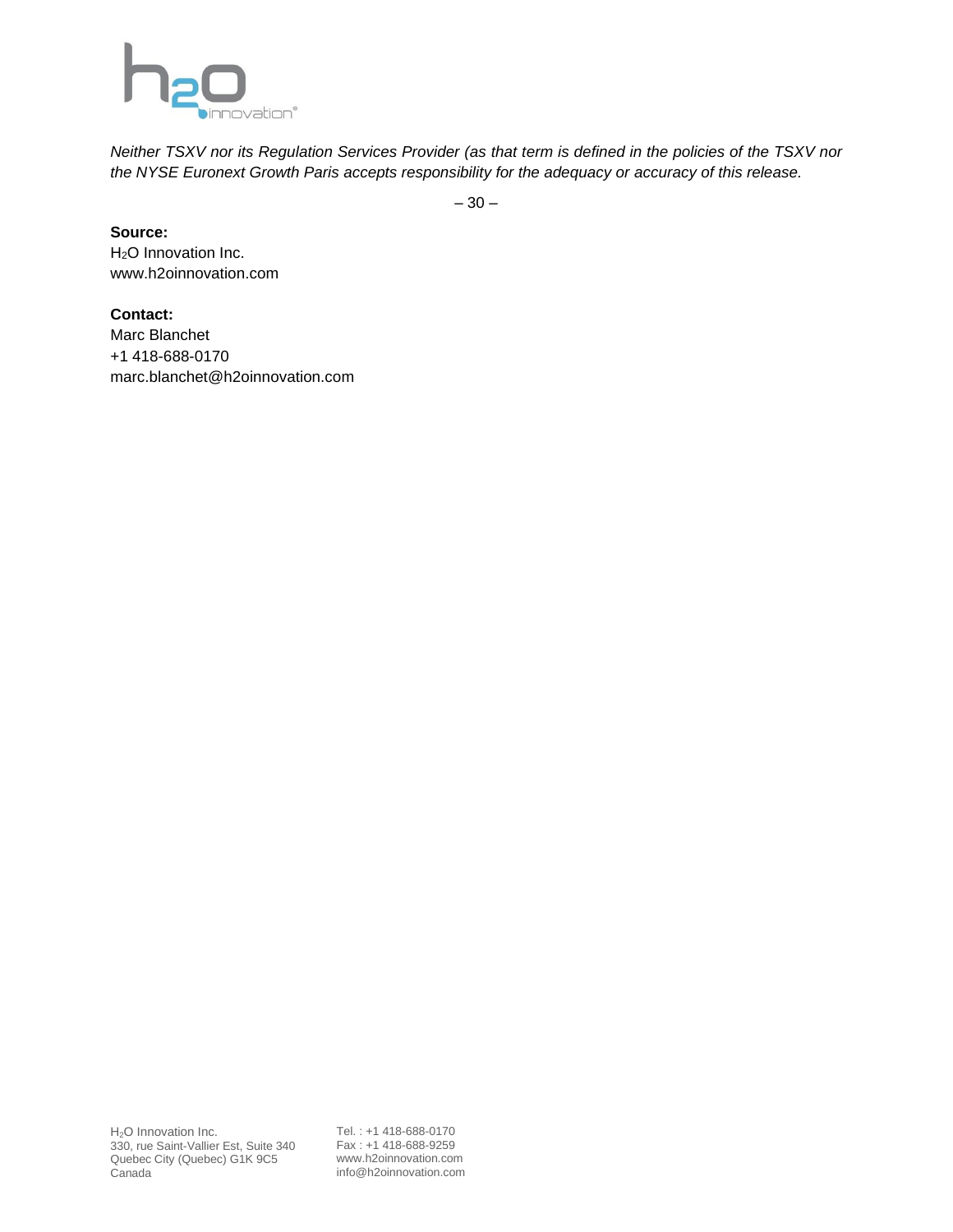*Neither TSXV nor its Regulation Services Provider (as that term is defined in the policies of the TSXV nor the NYSE Euronext Growth Paris accepts responsibility for the adequacy or accuracy of this release.*

– 30 –

**Source:**
$H_2O$ Innovation Inc.
www.h2oinnovation.com

**Contact:**
Marc Blanchet
+1 418-688-0170
marc.blanchet@h2oinnovation.com

$H_2O$ Innovation Inc.
330, rue Saint-Vallier Est, Suite 340
Quebec City (Quebec) G1K 9C5
Canada

Tel. : +1 418-688-0170
Fax : +1 418-688-9259
www.h2oinnovation.com
info@h2oinnovation.com